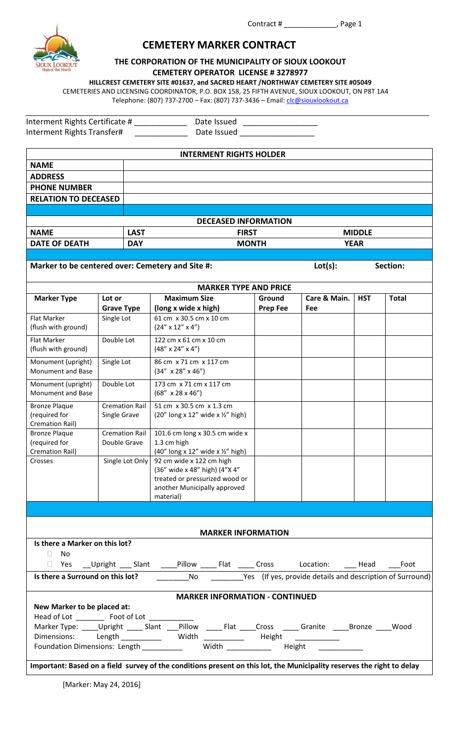Contract # _____________

# CEMETERY MARKER CONTRACT

**THE CORPORATION OF THE MUNICIPALITY OF SIOUX LOOKOUT**

**CEMETERY OPERATOR LICENSE # 3278977**

**HILLCREST CEMETERY SITE #01637, and SACRED HEART /NORTHWAY CEMETERY SITE #05049**

CEMETERIES AND LICENSING COORDINATOR, P.O. BOX 158, 25 FIFTH AVENUE, SIOUX LOOKOUT, ON P8T 1A4

Telephone: (807) 737-2700 – Fax: (807) 737-3436 – Email: clc@siouxlookout.ca

Interment Rights Certificate # ____________ Date Issued _________________

Interment Rights Transfer# ____________ Date Issued _________________

| **INTERMENT RIGHTS HOLDER** | |
|---|---|
| **NAME** | |
| **ADDRESS** | |
| **PHONE NUMBER** | |
| **RELATION TO DECEASED** | |

| **DECEASED INFORMATION** | | | |
|---|---|---|---|
| **NAME** | **LAST** | **FIRST** | **MIDDLE** |
| **DATE OF DEATH** | **DAY** | **MONTH** | **YEAR** |

**Marker to be centered over: Cemetery and Site #:** **Lot(s):** **Section:**

**MARKER TYPE AND PRICE**

| **Marker Type** | **Lot or Grave Type** | **Maximum Size (long x wide x high)** | **Ground Prep Fee** | **Care & Main. Fee** | **HST** | **Total** |
|---|---|---|---|---|---|---|
| Flat Marker (flush with ground) | Single Lot | 61 cm x 30.5 cm x 10 cm (24″ x 12″ x 4″) | | | | |
| Flat Marker (flush with ground) | Double Lot | 122 cm x 61 cm x 10 cm (48″ x 24″ x 4″) | | | | |
| Monument (upright) Monument and Base | Single Lot | 86 cm x 71 cm x 117 cm (34″ x 28″ x 46″) | | | | |
| Monument (upright) Monument and Base | Double Lot | 173 cm x 71 cm x 117 cm (68″ x 28 x 46″) | | | | |
| Bronze Plaque (required for Cremation Rail) | Cremation Rail Single Grave | 51 cm x 30.5 cm x 1.3 cm (20″ long x 12″ wide x ½″ high) | | | | |
| Bronze Plaque (required for Cremation Rail) | Cremation Rail Double Grave | 101.6 cm long x 30.5 cm wide x 1.3 cm high (40″ long x 12″ wide x ½″ high) | | | | |
| Crosses | Single Lot Only | 92 cm wide x 122 cm high (36″ wide x 48″ high) (4″X 4″ treated or pressurized wood or another Municipally approved material) | | | | |

**MARKER INFORMATION**

**Is there a Marker on this lot?**

- ☐ No
- ☐ Yes __Upright ___ Slant ____Pillow ____ Flat ____ Cross Location: ___ Head ___Foot

**Is there a Surround on this lot?** ________No ________Yes (If yes, provide details and description of Surround)

**MARKER INFORMATION - CONTINUED**

**New Marker to be placed at:**

Head of Lot _______ Foot of Lot __________

Marker Type: ____Upright ____ Slant ___Pillow ____ Flat ____Cross ____ Granite ____Bronze ____Wood

Dimensions: Length _________ Width _________ Height __________

Foundation Dimensions: Length __________ Width __________ Height __________

**Important: Based on a field survey of the conditions present on this lot, the Municipality reserves the right to delay**

[Marker: May 24, 2016]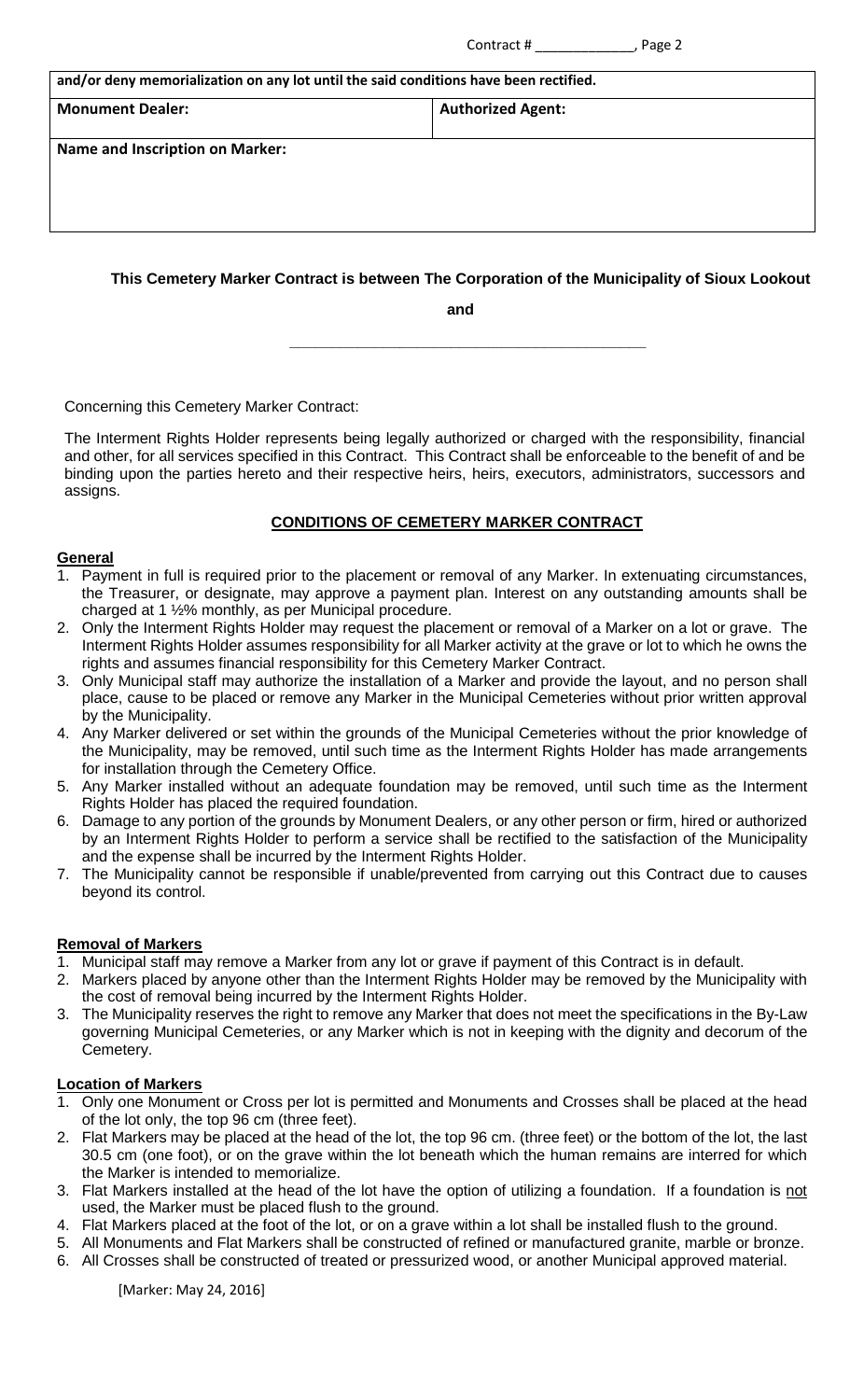| and/or deny memorialization on any lot until the said conditions have been rectified. | |
|---|---|
| **Monument Dealer:** | **Authorized Agent:** |
| **Name and Inscription on Marker:** | |

**This Cemetery Marker Contract is between The Corporation of the Municipality of Sioux Lookout**

**and**

\_\_\_\_\_\_\_\_\_\_\_\_\_\_\_\_\_\_\_\_\_\_\_\_\_\_\_\_\_\_\_\_\_\_\_\_\_\_\_\_

Concerning this Cemetery Marker Contract:

The Interment Rights Holder represents being legally authorized or charged with the responsibility, financial and other, for all services specified in this Contract. This Contract shall be enforceable to the benefit of and be binding upon the parties hereto and their respective heirs, heirs, executors, administrators, successors and assigns.

## CONDITIONS OF CEMETERY MARKER CONTRACT

### General

1. Payment in full is required prior to the placement or removal of any Marker. In extenuating circumstances, the Treasurer, or designate, may approve a payment plan. Interest on any outstanding amounts shall be charged at 1 ½% monthly, as per Municipal procedure.
2. Only the Interment Rights Holder may request the placement or removal of a Marker on a lot or grave. The Interment Rights Holder assumes responsibility for all Marker activity at the grave or lot to which he owns the rights and assumes financial responsibility for this Cemetery Marker Contract.
3. Only Municipal staff may authorize the installation of a Marker and provide the layout, and no person shall place, cause to be placed or remove any Marker in the Municipal Cemeteries without prior written approval by the Municipality.
4. Any Marker delivered or set within the grounds of the Municipal Cemeteries without the prior knowledge of the Municipality, may be removed, until such time as the Interment Rights Holder has made arrangements for installation through the Cemetery Office.
5. Any Marker installed without an adequate foundation may be removed, until such time as the Interment Rights Holder has placed the required foundation.
6. Damage to any portion of the grounds by Monument Dealers, or any other person or firm, hired or authorized by an Interment Rights Holder to perform a service shall be rectified to the satisfaction of the Municipality and the expense shall be incurred by the Interment Rights Holder.
7. The Municipality cannot be responsible if unable/prevented from carrying out this Contract due to causes beyond its control.

### Removal of Markers

1. Municipal staff may remove a Marker from any lot or grave if payment of this Contract is in default.
2. Markers placed by anyone other than the Interment Rights Holder may be removed by the Municipality with the cost of removal being incurred by the Interment Rights Holder.
3. The Municipality reserves the right to remove any Marker that does not meet the specifications in the By-Law governing Municipal Cemeteries, or any Marker which is not in keeping with the dignity and decorum of the Cemetery.

### Location of Markers

1. Only one Monument or Cross per lot is permitted and Monuments and Crosses shall be placed at the head of the lot only, the top 96 cm (three feet).
2. Flat Markers may be placed at the head of the lot, the top 96 cm. (three feet) or the bottom of the lot, the last 30.5 cm (one foot), or on the grave within the lot beneath which the human remains are interred for which the Marker is intended to memorialize.
3. Flat Markers installed at the head of the lot have the option of utilizing a foundation. If a foundation is <u>not</u> used, the Marker must be placed flush to the ground.
4. Flat Markers placed at the foot of the lot, or on a grave within a lot shall be installed flush to the ground.
5. All Monuments and Flat Markers shall be constructed of refined or manufactured granite, marble or bronze.
6. All Crosses shall be constructed of treated or pressurized wood, or another Municipal approved material.

[Marker: May 24, 2016]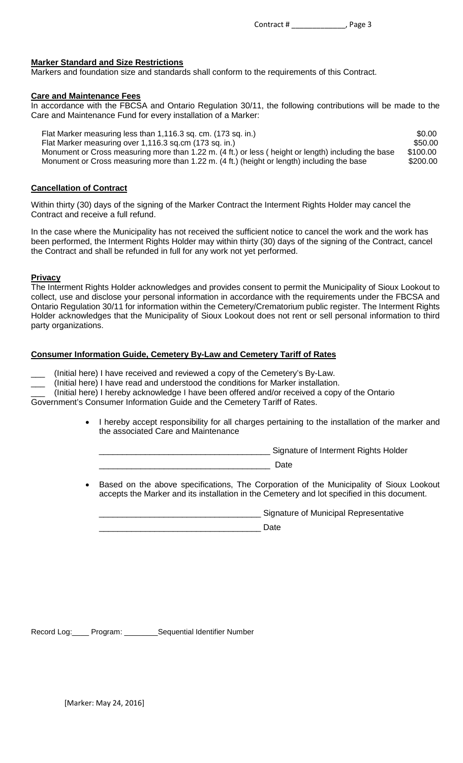## Marker Standard and Size Restrictions

Markers and foundation size and standards shall conform to the requirements of this Contract.

## Care and Maintenance Fees

In accordance with the FBCSA and Ontario Regulation 30/11, the following contributions will be made to the Care and Maintenance Fund for every installation of a Marker:

| | |
|---|---|
| Flat Marker measuring less than 1,116.3 sq. cm. (173 sq. in.) | $0.00 |
| Flat Marker measuring over 1,116.3 sq.cm (173 sq. in.) | $50.00 |
| Monument or Cross measuring more than 1.22 m. (4 ft.) or less ( height or length) including the base | $100.00 |
| Monument or Cross measuring more than 1.22 m. (4 ft.) (height or length) including the base | $200.00 |

## Cancellation of Contract

Within thirty (30) days of the signing of the Marker Contract the Interment Rights Holder may cancel the Contract and receive a full refund.

In the case where the Municipality has not received the sufficient notice to cancel the work and the work has been performed, the Interment Rights Holder may within thirty (30) days of the signing of the Contract, cancel the Contract and shall be refunded in full for any work not yet performed.

## Privacy

The Interment Rights Holder acknowledges and provides consent to permit the Municipality of Sioux Lookout to collect, use and disclose your personal information in accordance with the requirements under the FBCSA and Ontario Regulation 30/11 for information within the Cemetery/Crematorium public register. The Interment Rights Holder acknowledges that the Municipality of Sioux Lookout does not rent or sell personal information to third party organizations.

## Consumer Information Guide, Cemetery By-Law and Cemetery Tariff of Rates

___ (Initial here) I have received and reviewed a copy of the Cemetery's By-Law.
___ (Initial here) I have read and understood the conditions for Marker installation.
___ (Initial here) I hereby acknowledge I have been offered and/or received a copy of the Ontario Government's Consumer Information Guide and the Cemetery Tariff of Rates.

- I hereby accept responsibility for all charges pertaining to the installation of the marker and the associated Care and Maintenance

  ____________________________________ Signature of Interment Rights Holder

  ____________________________________ Date

- Based on the above specifications, The Corporation of the Municipality of Sioux Lookout accepts the Marker and its installation in the Cemetery and lot specified in this document.

  __________________________________ Signature of Municipal Representative

  __________________________________ Date

Record Log:____ Program: ________Sequential Identifier Number

[Marker: May 24, 2016]